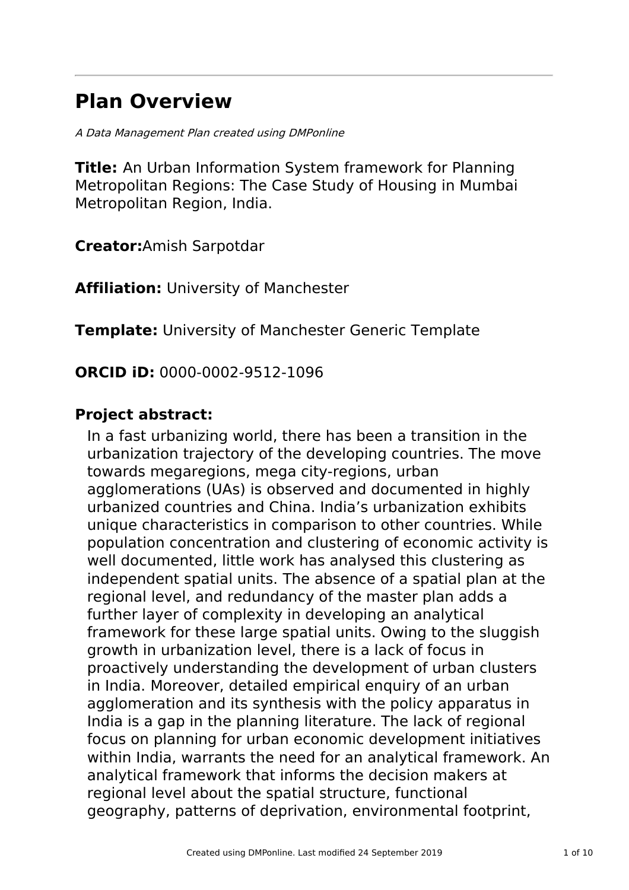# Plan Overview

*A Data Management Plan created using DMPonline*

**Title:** An Urban Information System framework for Planning Metropolitan Regions: The Case Study of Housing in Mumbai Metropolitan Region, India.

**Creator:**Amish Sarpotdar

**Affiliation:** University of Manchester

**Template:** University of Manchester Generic Template

**ORCID iD:** 0000-0002-9512-1096

**Project abstract:**

In a fast urbanizing world, there has been a transition in the urbanization trajectory of the developing countries. The move towards megaregions, mega city-regions, urban agglomerations (UAs) is observed and documented in highly urbanized countries and China. India's urbanization exhibits unique characteristics in comparison to other countries. While population concentration and clustering of economic activity is well documented, little work has analysed this clustering as independent spatial units. The absence of a spatial plan at the regional level, and redundancy of the master plan adds a further layer of complexity in developing an analytical framework for these large spatial units. Owing to the sluggish growth in urbanization level, there is a lack of focus in proactively understanding the development of urban clusters in India. Moreover, detailed empirical enquiry of an urban agglomeration and its synthesis with the policy apparatus in India is a gap in the planning literature. The lack of regional focus on planning for urban economic development initiatives within India, warrants the need for an analytical framework. An analytical framework that informs the decision makers at regional level about the spatial structure, functional geography, patterns of deprivation, environmental footprint,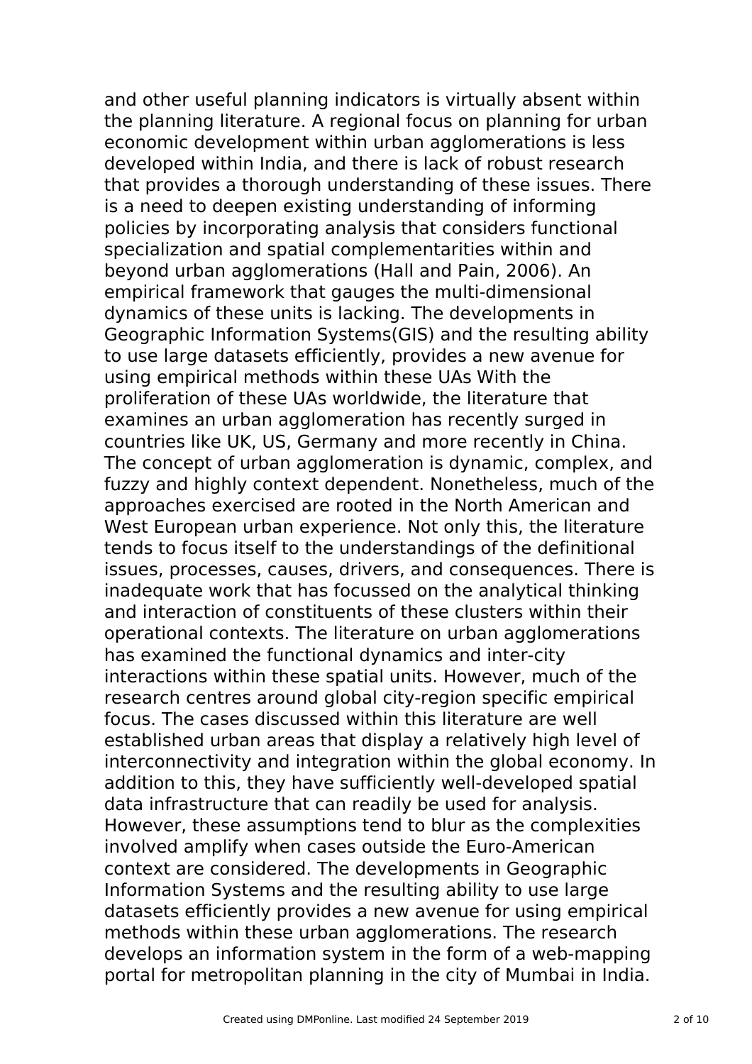and other useful planning indicators is virtually absent within the planning literature. A regional focus on planning for urban economic development within urban agglomerations is less developed within India, and there is lack of robust research that provides a thorough understanding of these issues. There is a need to deepen existing understanding of informing policies by incorporating analysis that considers functional specialization and spatial complementarities within and beyond urban agglomerations (Hall and Pain, 2006). An empirical framework that gauges the multi-dimensional dynamics of these units is lacking. The developments in Geographic Information Systems(GIS) and the resulting ability to use large datasets efficiently, provides a new avenue for using empirical methods within these UAs With the proliferation of these UAs worldwide, the literature that examines an urban agglomeration has recently surged in countries like UK, US, Germany and more recently in China. The concept of urban agglomeration is dynamic, complex, and fuzzy and highly context dependent. Nonetheless, much of the approaches exercised are rooted in the North American and West European urban experience. Not only this, the literature tends to focus itself to the understandings of the definitional issues, processes, causes, drivers, and consequences. There is inadequate work that has focussed on the analytical thinking and interaction of constituents of these clusters within their operational contexts. The literature on urban agglomerations has examined the functional dynamics and inter-city interactions within these spatial units. However, much of the research centres around global city-region specific empirical focus. The cases discussed within this literature are well established urban areas that display a relatively high level of interconnectivity and integration within the global economy. In addition to this, they have sufficiently well-developed spatial data infrastructure that can readily be used for analysis. However, these assumptions tend to blur as the complexities involved amplify when cases outside the Euro-American context are considered. The developments in Geographic Information Systems and the resulting ability to use large datasets efficiently provides a new avenue for using empirical methods within these urban agglomerations. The research develops an information system in the form of a web-mapping portal for metropolitan planning in the city of Mumbai in India.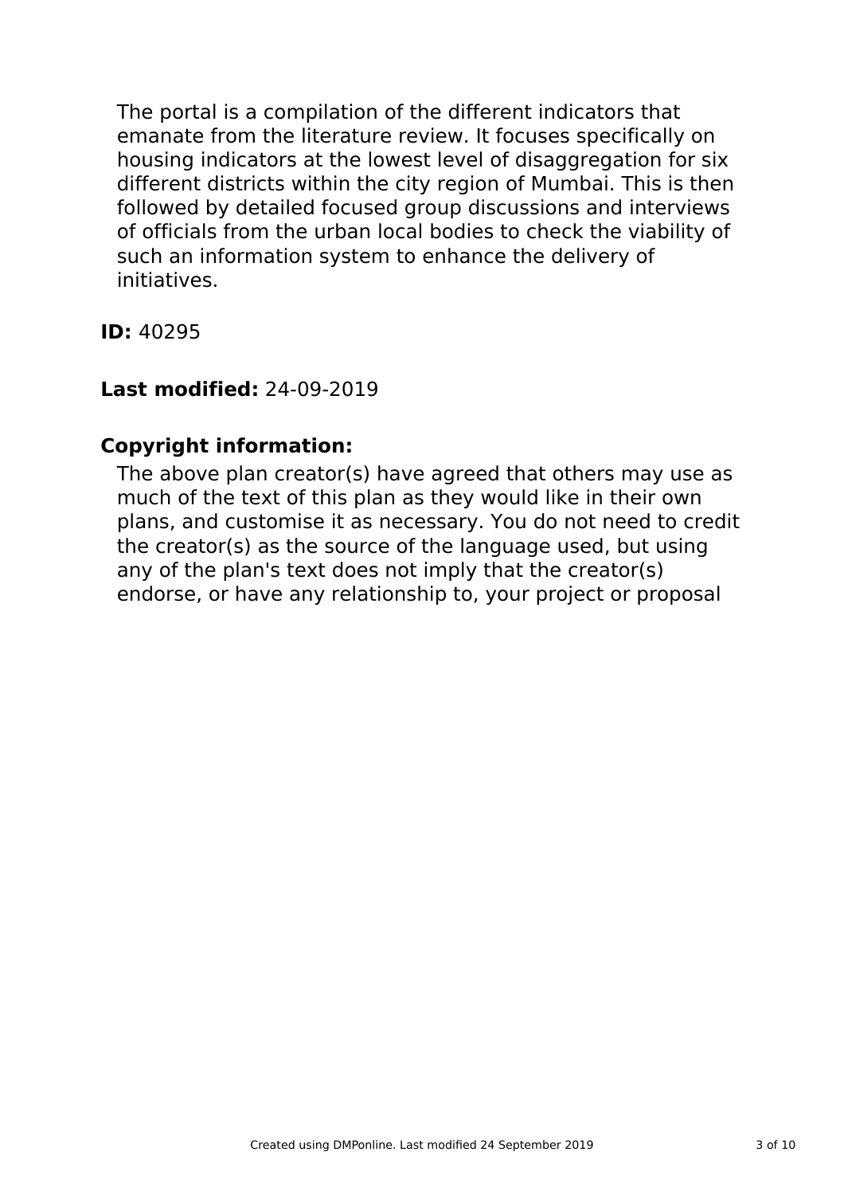The portal is a compilation of the different indicators that emanate from the literature review. It focuses specifically on housing indicators at the lowest level of disaggregation for six different districts within the city region of Mumbai. This is then followed by detailed focused group discussions and interviews of officials from the urban local bodies to check the viability of such an information system to enhance the delivery of initiatives.

**ID:** 40295

**Last modified:** 24-09-2019

### Copyright information:

The above plan creator(s) have agreed that others may use as much of the text of this plan as they would like in their own plans, and customise it as necessary. You do not need to credit the creator(s) as the source of the language used, but using any of the plan's text does not imply that the creator(s) endorse, or have any relationship to, your project or proposal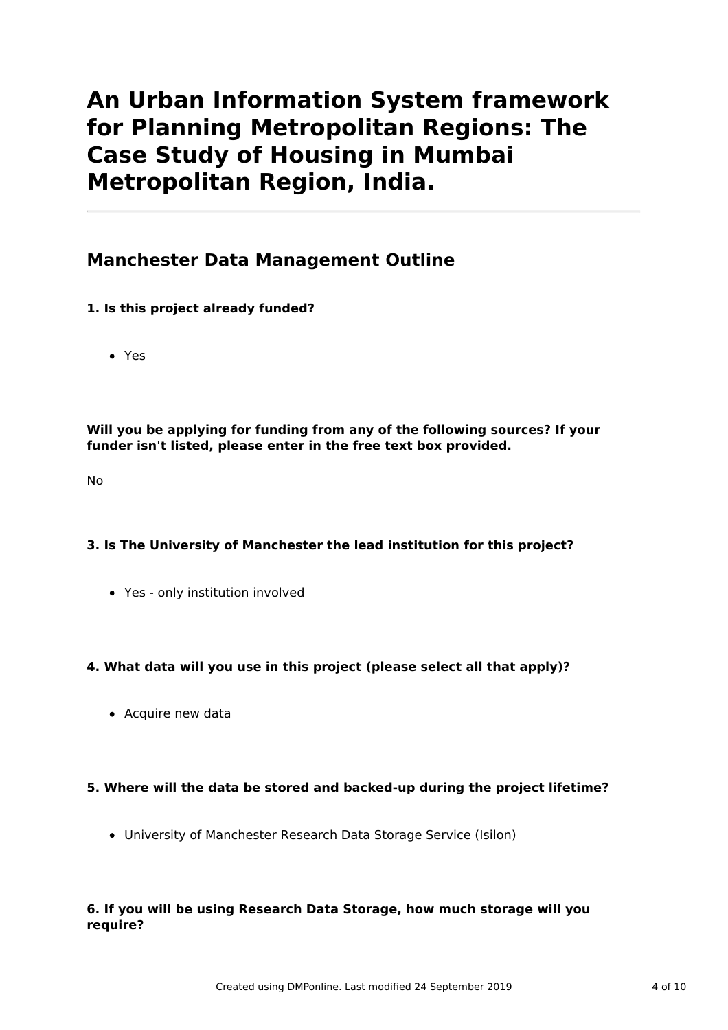# An Urban Information System framework for Planning Metropolitan Regions: The Case Study of Housing in Mumbai Metropolitan Region, India.

## Manchester Data Management Outline

**1. Is this project already funded?**

- Yes

**Will you be applying for funding from any of the following sources? If your funder isn't listed, please enter in the free text box provided.**

No

**3. Is The University of Manchester the lead institution for this project?**

- Yes - only institution involved

**4. What data will you use in this project (please select all that apply)?**

- Acquire new data

**5. Where will the data be stored and backed-up during the project lifetime?**

- University of Manchester Research Data Storage Service (Isilon)

**6. If you will be using Research Data Storage, how much storage will you require?**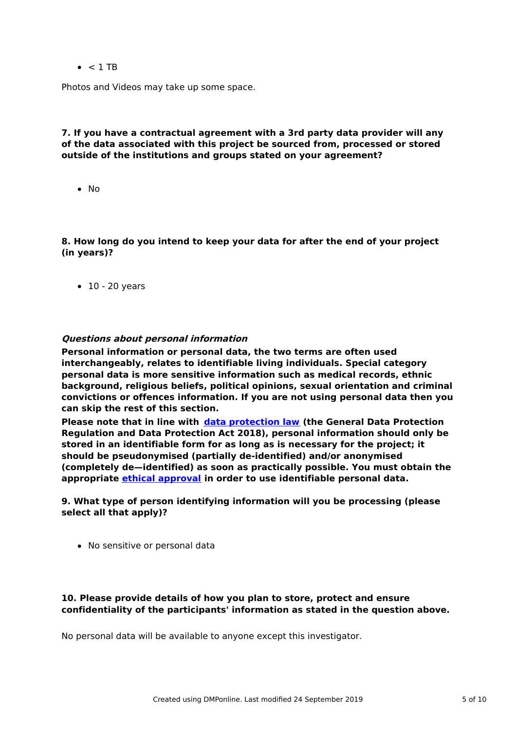- < 1 TB

Photos and Videos may take up some space.

**7. If you have a contractual agreement with a 3rd party data provider will any of the data associated with this project be sourced from, processed or stored outside of the institutions and groups stated on your agreement?**

- No

**8. How long do you intend to keep your data for after the end of your project (in years)?**

- 10 - 20 years

***Questions about personal information***

**Personal information or personal data, the two terms are often used interchangeably, relates to identifiable living individuals. Special category personal data is more sensitive information such as medical records, ethnic background, religious beliefs, political opinions, sexual orientation and criminal convictions or offences information. If you are not using personal data then you can skip the rest of this section.**

**Please note that in line with [data protection law](#) (the General Data Protection Regulation and Data Protection Act 2018), personal information should only be stored in an identifiable form for as long as is necessary for the project; it should be pseudonymised (partially de-identified) and/or anonymised (completely de—identified) as soon as practically possible. You must obtain the appropriate [ethical approval](#) in order to use identifiable personal data.**

**9. What type of person identifying information will you be processing (please select all that apply)?**

- No sensitive or personal data

**10. Please provide details of how you plan to store, protect and ensure confidentiality of the participants' information as stated in the question above.**

No personal data will be available to anyone except this investigator.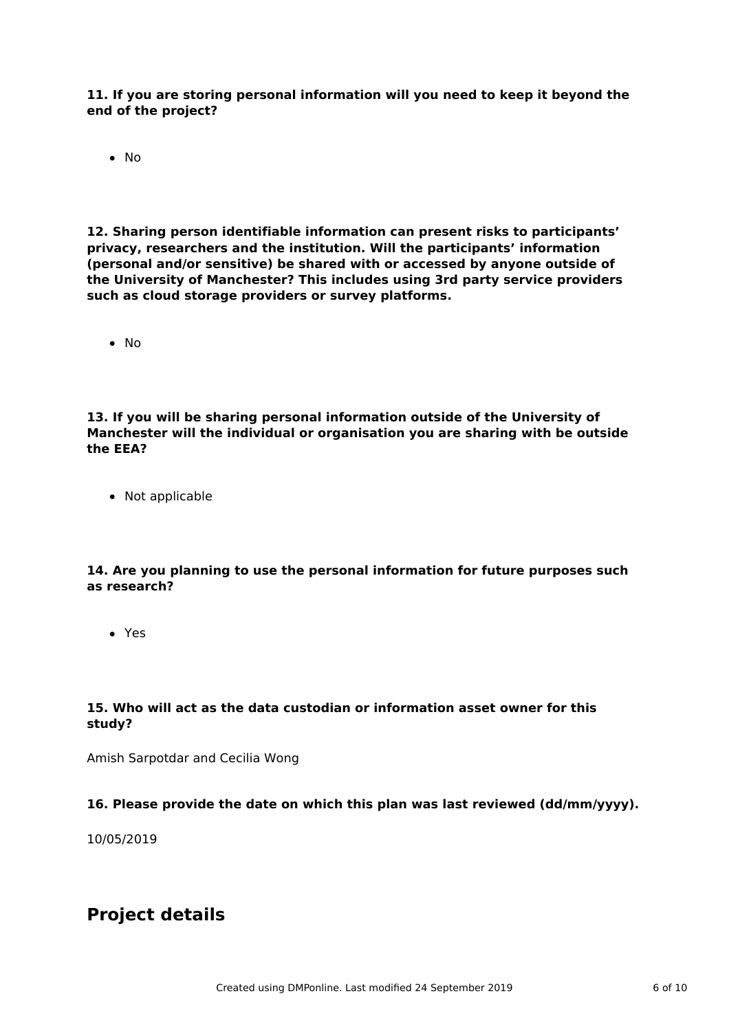**11. If you are storing personal information will you need to keep it beyond the end of the project?**

- No

**12. Sharing person identifiable information can present risks to participants' privacy, researchers and the institution. Will the participants' information (personal and/or sensitive) be shared with or accessed by anyone outside of the University of Manchester? This includes using 3rd party service providers such as cloud storage providers or survey platforms.**

- No

**13. If you will be sharing personal information outside of the University of Manchester will the individual or organisation you are sharing with be outside the EEA?**

- Not applicable

**14. Are you planning to use the personal information for future purposes such as research?**

- Yes

**15. Who will act as the data custodian or information asset owner for this study?**

Amish Sarpotdar and Cecilia Wong

**16. Please provide the date on which this plan was last reviewed (dd/mm/yyyy).**

10/05/2019

## Project details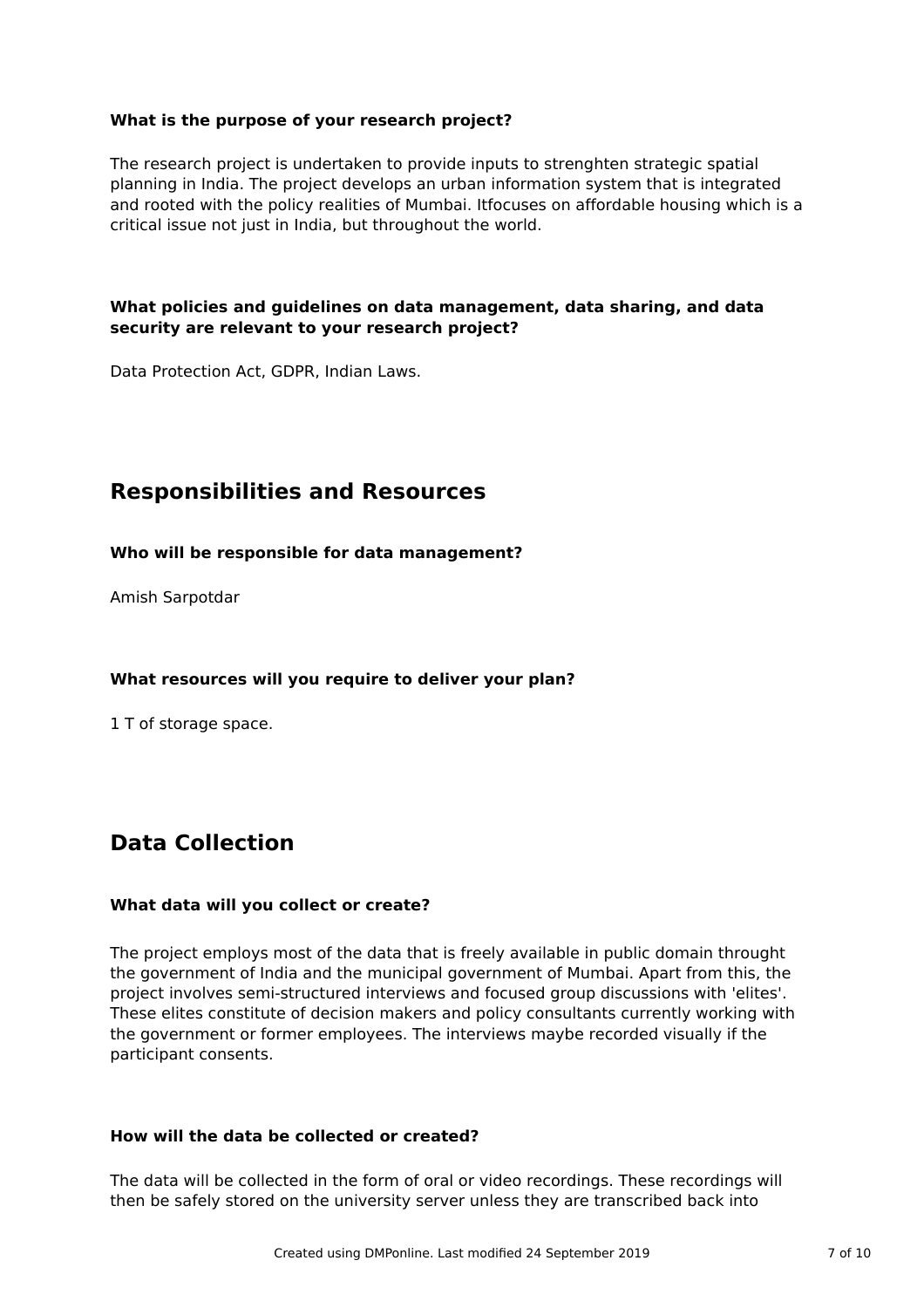**What is the purpose of your research project?**

The research project is undertaken to provide inputs to strenghten strategic spatial planning in India. The project develops an urban information system that is integrated and rooted with the policy realities of Mumbai. Itfocuses on affordable housing which is a critical issue not just in India, but throughout the world.

**What policies and guidelines on data management, data sharing, and data security are relevant to your research project?**

Data Protection Act, GDPR, Indian Laws.

## Responsibilities and Resources

**Who will be responsible for data management?**

Amish Sarpotdar

**What resources will you require to deliver your plan?**

1 T of storage space.

## Data Collection

**What data will you collect or create?**

The project employs most of the data that is freely available in public domain throught the government of India and the municipal government of Mumbai. Apart from this, the project involves semi-structured interviews and focused group discussions with 'elites'. These elites constitute of decision makers and policy consultants currently working with the government or former employees. The interviews maybe recorded visually if the participant consents.

**How will the data be collected or created?**

The data will be collected in the form of oral or video recordings. These recordings will then be safely stored on the university server unless they are transcribed back into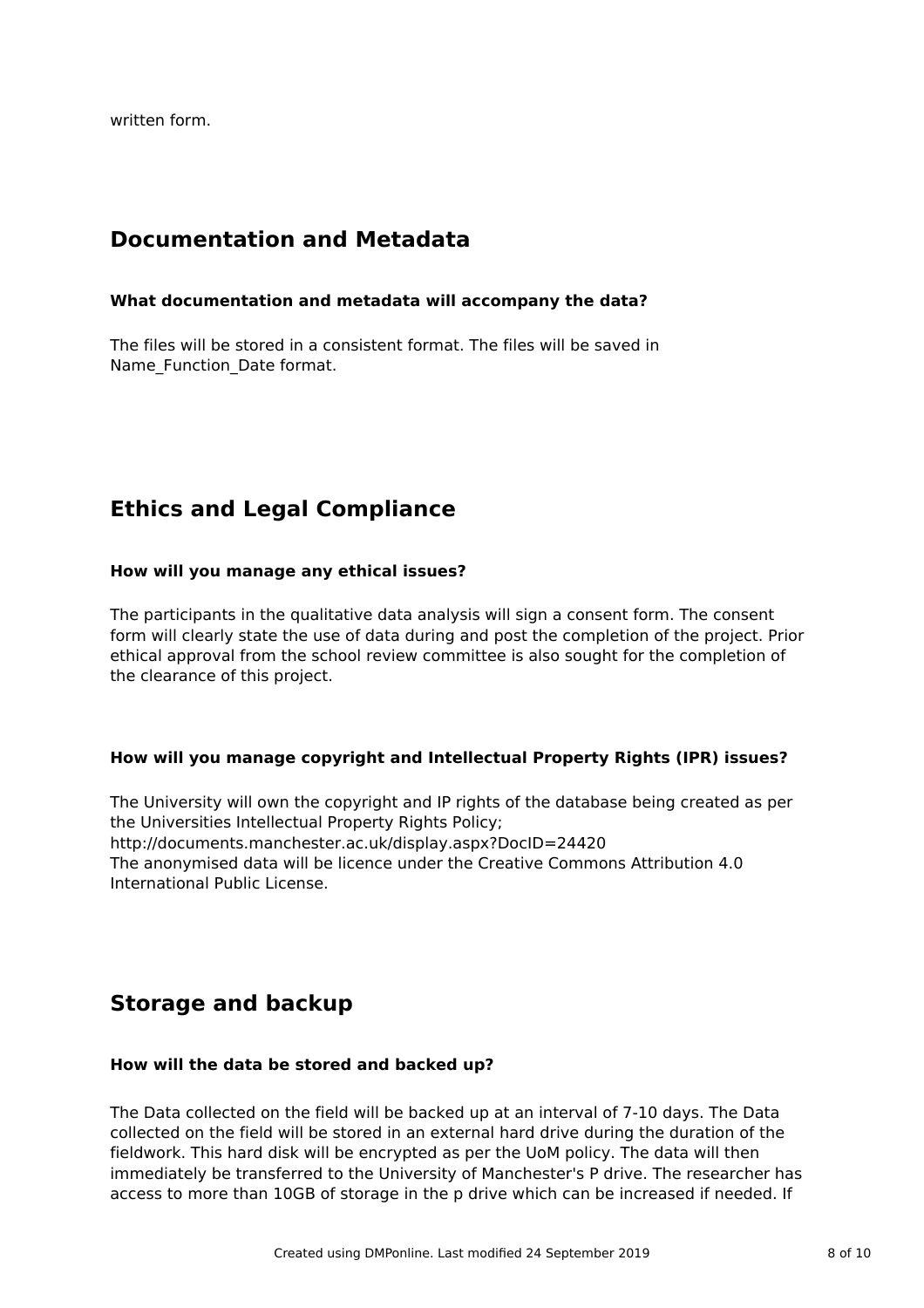written form.

## Documentation and Metadata

### What documentation and metadata will accompany the data?

The files will be stored in a consistent format. The files will be saved in Name_Function_Date format.

## Ethics and Legal Compliance

### How will you manage any ethical issues?

The participants in the qualitative data analysis will sign a consent form. The consent form will clearly state the use of data during and post the completion of the project. Prior ethical approval from the school review committee is also sought for the completion of the clearance of this project.

### How will you manage copyright and Intellectual Property Rights (IPR) issues?

The University will own the copyright and IP rights of the database being created as per the Universities Intellectual Property Rights Policy;
http://documents.manchester.ac.uk/display.aspx?DocID=24420
The anonymised data will be licence under the Creative Commons Attribution 4.0 International Public License.

## Storage and backup

### How will the data be stored and backed up?

The Data collected on the field will be backed up at an interval of 7-10 days. The Data collected on the field will be stored in an external hard drive during the duration of the fieldwork. This hard disk will be encrypted as per the UoM policy. The data will then immediately be transferred to the University of Manchester's P drive. The researcher has access to more than 10GB of storage in the p drive which can be increased if needed. If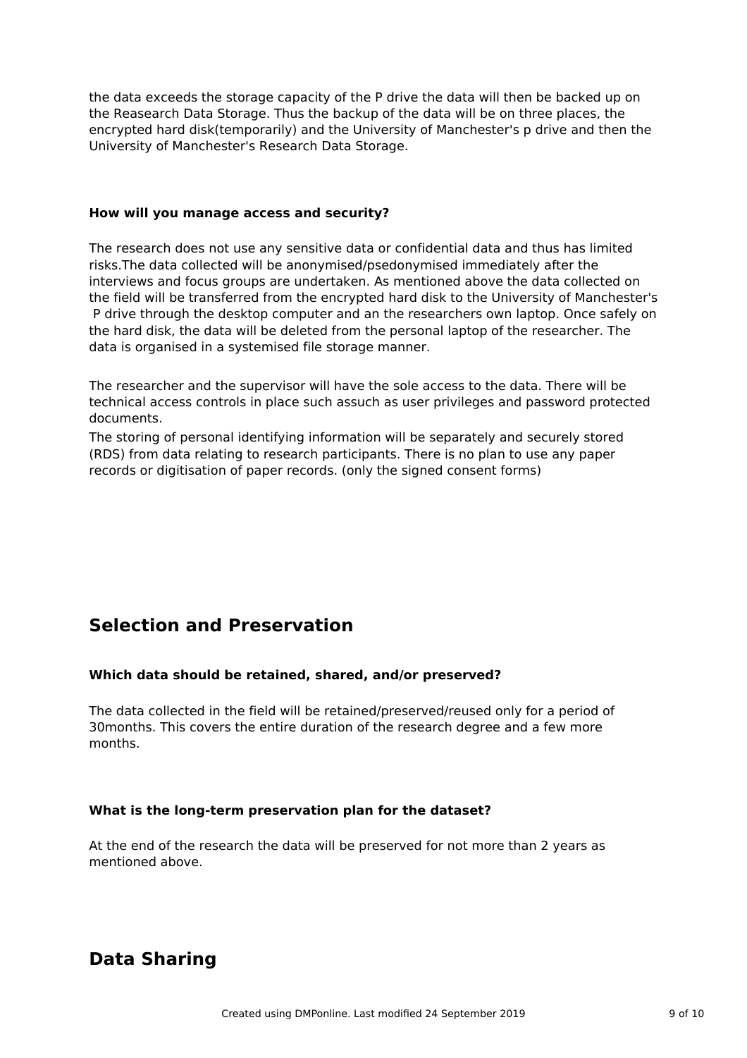the data exceeds the storage capacity of the P drive the data will then be backed up on the Reasearch Data Storage. Thus the backup of the data will be on three places, the encrypted hard disk(temporarily) and the University of Manchester's p drive and then the University of Manchester's Research Data Storage.

**How will you manage access and security?**

The research does not use any sensitive data or confidential data and thus has limited risks.The data collected will be anonymised/psedonymised immediately after the interviews and focus groups are undertaken. As mentioned above the data collected on the field will be transferred from the encrypted hard disk to the University of Manchester's P drive through the desktop computer and an the researchers own laptop. Once safely on the hard disk, the data will be deleted from the personal laptop of the researcher. The data is organised in a systemised file storage manner.

The researcher and the supervisor will have the sole access to the data. There will be technical access controls in place such assuch as user privileges and password protected documents.
The storing of personal identifying information will be separately and securely stored (RDS) from data relating to research participants. There is no plan to use any paper records or digitisation of paper records. (only the signed consent forms)

## Selection and Preservation

**Which data should be retained, shared, and/or preserved?**

The data collected in the field will be retained/preserved/reused only for a period of 30months. This covers the entire duration of the research degree and a few more months.

**What is the long-term preservation plan for the dataset?**

At the end of the research the data will be preserved for not more than 2 years as mentioned above.

## Data Sharing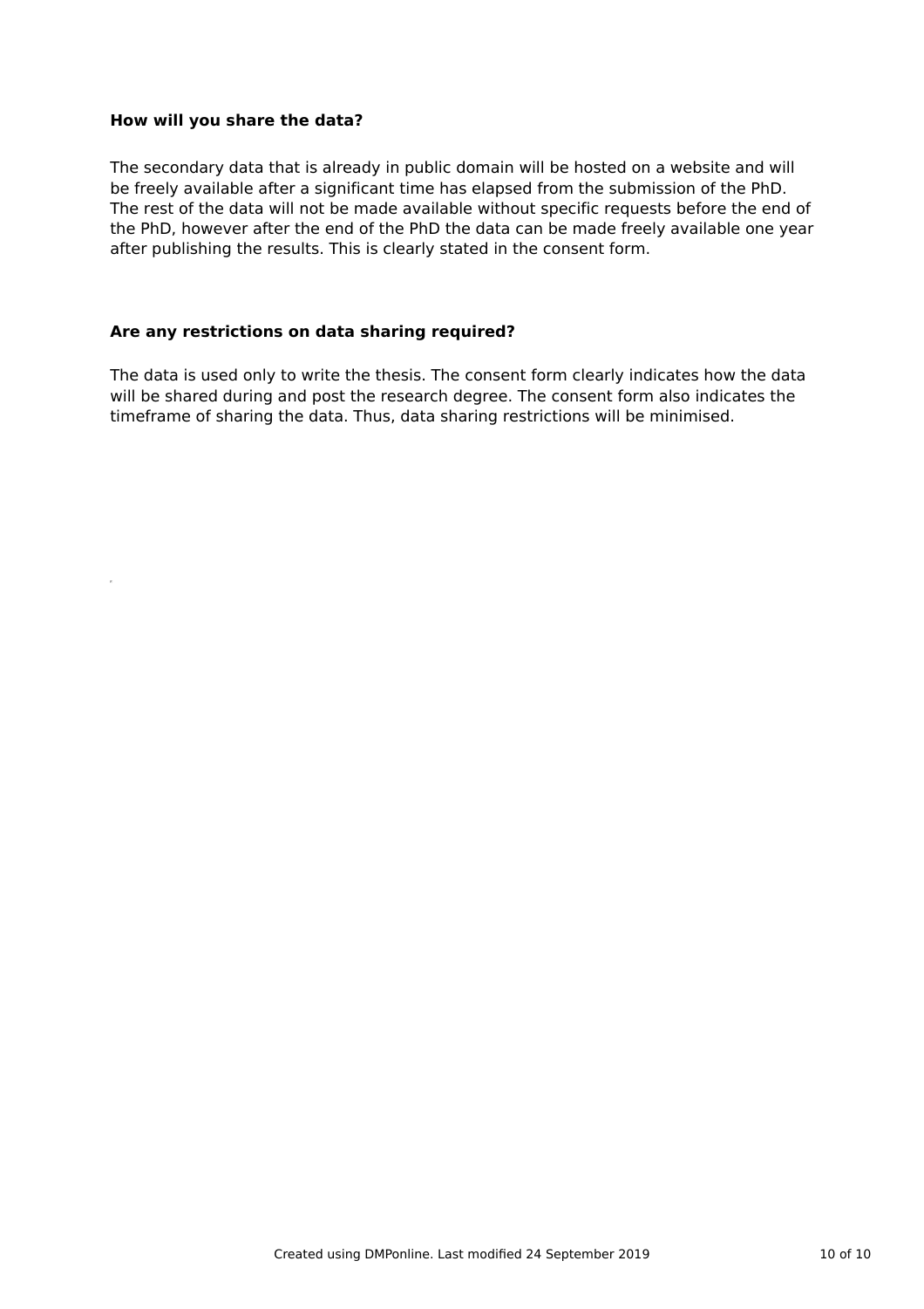**How will you share the data?**

The secondary data that is already in public domain will be hosted on a website and will be freely available after a significant time has elapsed from the submission of the PhD. The rest of the data will not be made available without specific requests before the end of the PhD, however after the end of the PhD the data can be made freely available one year after publishing the results. This is clearly stated in the consent form.

**Are any restrictions on data sharing required?**

The data is used only to write the thesis. The consent form clearly indicates how the data will be shared during and post the research degree. The consent form also indicates the timeframe of sharing the data. Thus, data sharing restrictions will be minimised.

Created using DMPonline. Last modified 24 September 2019